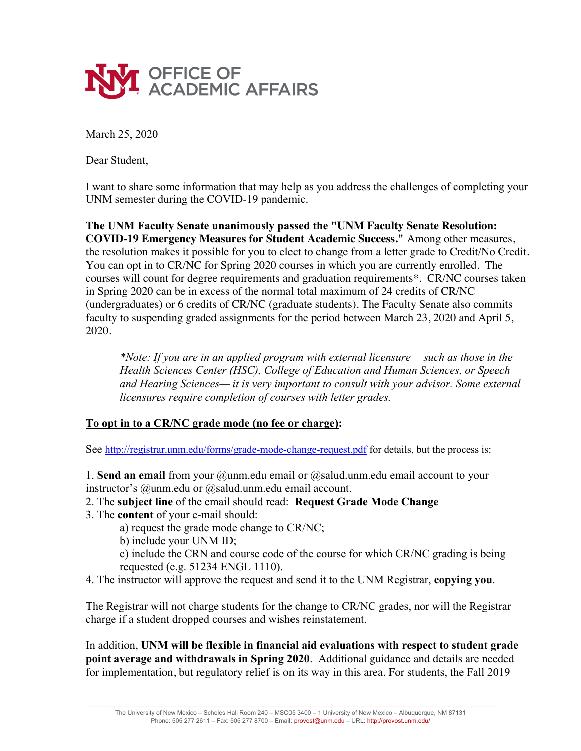# OFFICE OF ACADEMIC AFFAIRS

March 25, 2020

Dear Student,

I want to share some information that may help as you address the challenges of completing your UNM semester during the COVID-19 pandemic.

**The UNM Faculty Senate unanimously passed the "UNM Faculty Senate Resolution: COVID-19 Emergency Measures for Student Academic Success."** Among other measures, the resolution makes it possible for you to elect to change from a letter grade to Credit/No Credit. You can opt in to CR/NC for Spring 2020 courses in which you are currently enrolled. The courses will count for degree requirements and graduation requirements*. CR/NC courses taken in Spring 2020 can be in excess of the normal total maximum of 24 credits of CR/NC (undergraduates) or 6 credits of CR/NC (graduate students). The Faculty Senate also commits faculty to suspending graded assignments for the period between March 23, 2020 and April 5, 2020.

> *\*Note: If you are in an applied program with external licensure —such as those in the Health Sciences Center (HSC), College of Education and Human Sciences, or Speech and Hearing Sciences— it is very important to consult with your advisor. Some external licensures require completion of courses with letter grades.*

**<u>To opt in to a CR/NC grade mode (no fee or charge)</u>:**

See http://registrar.unm.edu/forms/grade-mode-change-request.pdf for details, but the process is:

1. **Send an email** from your @unm.edu email or @salud.unm.edu email account to your instructor's @unm.edu or @salud.unm.edu email account.
2. The **subject line** of the email should read: **Request Grade Mode Change**
3. The **content** of your e-mail should:
   - a) request the grade mode change to CR/NC;
   - b) include your UNM ID;
   - c) include the CRN and course code of the course for which CR/NC grading is being requested (e.g. 51234 ENGL 1110).
4. The instructor will approve the request and send it to the UNM Registrar, **copying you**.

The Registrar will not charge students for the change to CR/NC grades, nor will the Registrar charge if a student dropped courses and wishes reinstatement.

In addition, **UNM will be flexible in financial aid evaluations with respect to student grade point average and withdrawals in Spring 2020**. Additional guidance and details are needed for implementation, but regulatory relief is on its way in this area. For students, the Fall 2019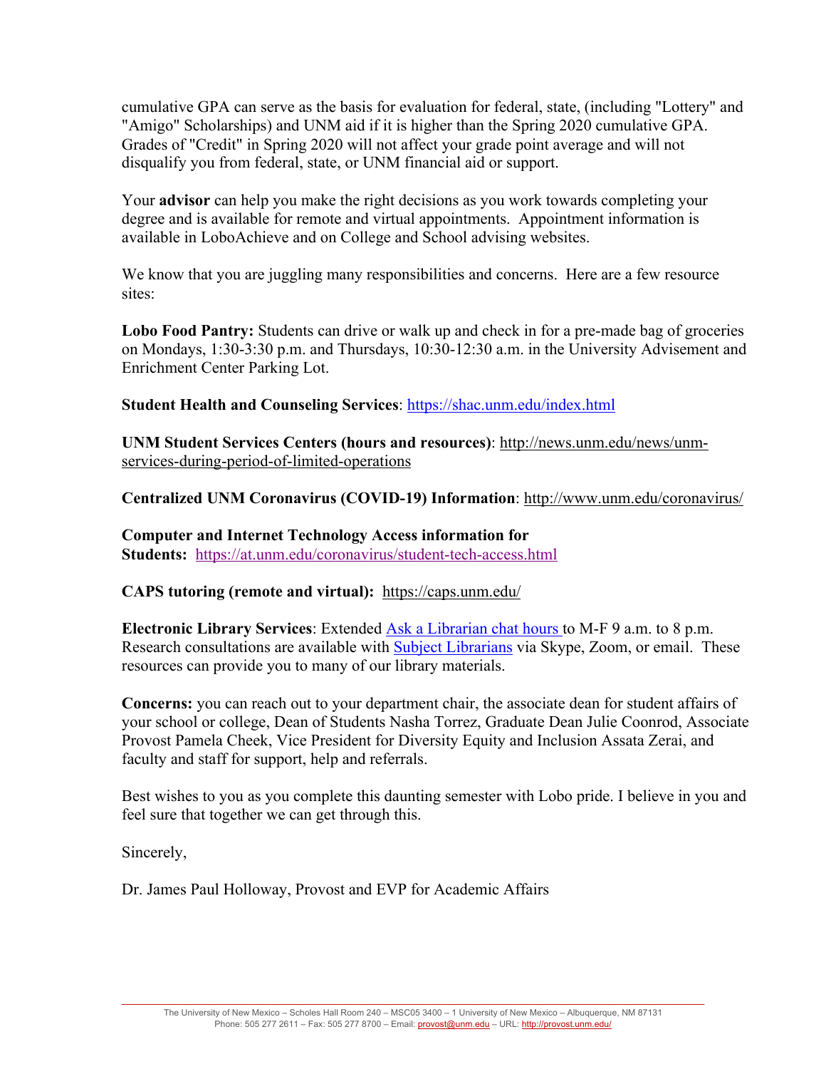cumulative GPA can serve as the basis for evaluation for federal, state, (including "Lottery" and "Amigo" Scholarships) and UNM aid if it is higher than the Spring 2020 cumulative GPA. Grades of "Credit" in Spring 2020 will not affect your grade point average and will not disqualify you from federal, state, or UNM financial aid or support.

Your **advisor** can help you make the right decisions as you work towards completing your degree and is available for remote and virtual appointments. Appointment information is available in LoboAchieve and on College and School advising websites.

We know that you are juggling many responsibilities and concerns. Here are a few resource sites:

**Lobo Food Pantry:** Students can drive or walk up and check in for a pre-made bag of groceries on Mondays, 1:30-3:30 p.m. and Thursdays, 10:30-12:30 a.m. in the University Advisement and Enrichment Center Parking Lot.

**Student Health and Counseling Services**: https://shac.unm.edu/index.html

**UNM Student Services Centers (hours and resources)**: http://news.unm.edu/news/unm-services-during-period-of-limited-operations

**Centralized UNM Coronavirus (COVID-19) Information**: http://www.unm.edu/coronavirus/

**Computer and Internet Technology Access information for Students:** https://at.unm.edu/coronavirus/student-tech-access.html

**CAPS tutoring (remote and virtual):** https://caps.unm.edu/

**Electronic Library Services**: Extended Ask a Librarian chat hours to M-F 9 a.m. to 8 p.m. Research consultations are available with Subject Librarians via Skype, Zoom, or email. These resources can provide you to many of our library materials.

**Concerns:** you can reach out to your department chair, the associate dean for student affairs of your school or college, Dean of Students Nasha Torrez, Graduate Dean Julie Coonrod, Associate Provost Pamela Cheek, Vice President for Diversity Equity and Inclusion Assata Zerai, and faculty and staff for support, help and referrals.

Best wishes to you as you complete this daunting semester with Lobo pride. I believe in you and feel sure that together we can get through this.

Sincerely,

Dr. James Paul Holloway, Provost and EVP for Academic Affairs

The University of New Mexico – Scholes Hall Room 240 – MSC05 3400 – 1 University of New Mexico – Albuquerque, NM 87131
Phone: 505 277 2611 – Fax: 505 277 8700 – Email: provost@unm.edu – URL: http://provost.unm.edu/